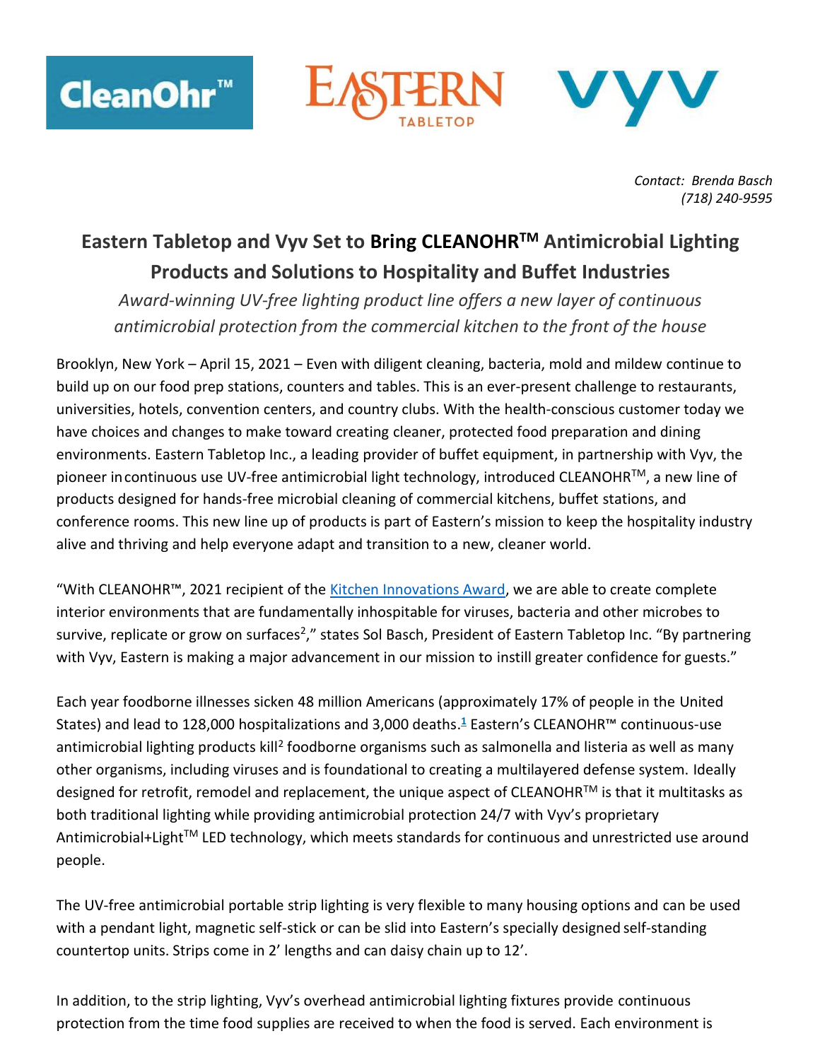CleanOhr™ EASTERN TABLETOP vyv

*Contact: Brenda Basch*
*(718) 240-9595*

# Eastern Tabletop and Vyv Set to Bring CLEANOHR™ Antimicrobial Lighting Products and Solutions to Hospitality and Buffet Industries

*Award-winning UV-free lighting product line offers a new layer of continuous antimicrobial protection from the commercial kitchen to the front of the house*

Brooklyn, New York – April 15, 2021 – Even with diligent cleaning, bacteria, mold and mildew continue to build up on our food prep stations, counters and tables. This is an ever-present challenge to restaurants, universities, hotels, convention centers, and country clubs. With the health-conscious customer today we have choices and changes to make toward creating cleaner, protected food preparation and dining environments. Eastern Tabletop Inc., a leading provider of buffet equipment, in partnership with Vyv, the pioneer in continuous use UV-free antimicrobial light technology, introduced CLEANOHR™, a new line of products designed for hands-free microbial cleaning of commercial kitchens, buffet stations, and conference rooms. This new line up of products is part of Eastern's mission to keep the hospitality industry alive and thriving and help everyone adapt and transition to a new, cleaner world.

"With CLEANOHR™, 2021 recipient of the Kitchen Innovations Award, we are able to create complete interior environments that are fundamentally inhospitable for viruses, bacteria and other microbes to survive, replicate or grow on surfaces[2]," states Sol Basch, President of Eastern Tabletop Inc. "By partnering with Vyv, Eastern is making a major advancement in our mission to instill greater confidence for guests."

Each year foodborne illnesses sicken 48 million Americans (approximately 17% of people in the United States) and lead to 128,000 hospitalizations and 3,000 deaths.[1] Eastern's CLEANOHR™ continuous-use antimicrobial lighting products kill[2] foodborne organisms such as salmonella and listeria as well as many other organisms, including viruses and is foundational to creating a multilayered defense system. Ideally designed for retrofit, remodel and replacement, the unique aspect of CLEANOHR™ is that it multitasks as both traditional lighting while providing antimicrobial protection 24/7 with Vyv's proprietary Antimicrobial+Light™ LED technology, which meets standards for continuous and unrestricted use around people.

The UV-free antimicrobial portable strip lighting is very flexible to many housing options and can be used with a pendant light, magnetic self-stick or can be slid into Eastern's specially designed self-standing countertop units. Strips come in 2' lengths and can daisy chain up to 12'.

In addition, to the strip lighting, Vyv's overhead antimicrobial lighting fixtures provide continuous protection from the time food supplies are received to when the food is served. Each environment is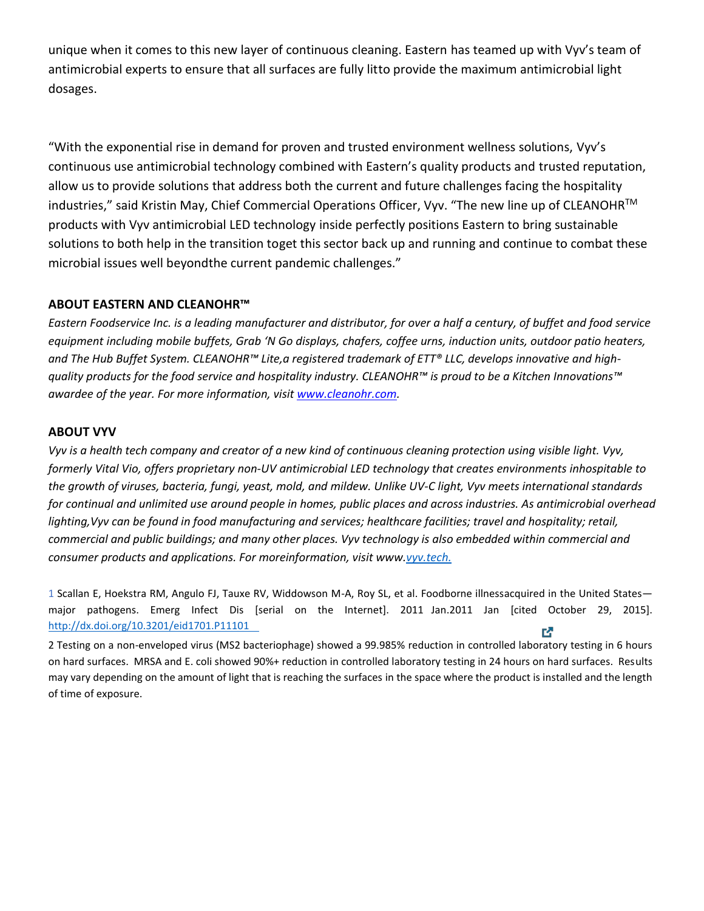unique when it comes to this new layer of continuous cleaning. Eastern has teamed up with Vyv's team of antimicrobial experts to ensure that all surfaces are fully litto provide the maximum antimicrobial light dosages.

"With the exponential rise in demand for proven and trusted environment wellness solutions, Vyv's continuous use antimicrobial technology combined with Eastern's quality products and trusted reputation, allow us to provide solutions that address both the current and future challenges facing the hospitality industries," said Kristin May, Chief Commercial Operations Officer, Vyv. "The new line up of CLEANOHR™ products with Vyv antimicrobial LED technology inside perfectly positions Eastern to bring sustainable solutions to both help in the transition toget this sector back up and running and continue to combat these microbial issues well beyondthe current pandemic challenges."

**ABOUT EASTERN AND CLEANOHR™**

*Eastern Foodservice Inc. is a leading manufacturer and distributor, for over a half a century, of buffet and food service equipment including mobile buffets, Grab 'N Go displays, chafers, coffee urns, induction units, outdoor patio heaters, and The Hub Buffet System. CLEANOHR™ Lite,a registered trademark of ETT® LLC, develops innovative and high-quality products for the food service and hospitality industry. CLEANOHR™ is proud to be a Kitchen Innovations™ awardee of the year. For more information, visit [www.cleanohr.com](www.cleanohr.com).*

**ABOUT VYV**

*Vyv is a health tech company and creator of a new kind of continuous cleaning protection using visible light. Vyv, formerly Vital Vio, offers proprietary non-UV antimicrobial LED technology that creates environments inhospitable to the growth of viruses, bacteria, fungi, yeast, mold, and mildew. Unlike UV-C light, Vyv meets international standards for continual and unlimited use around people in homes, public places and across industries. As antimicrobial overhead lighting,Vyv can be found in food manufacturing and services; healthcare facilities; travel and hospitality; retail, commercial and public buildings; and many other places. Vyv technology is also embedded within commercial and consumer products and applications. For moreinformation, visit www.vyv.tech.*

1 Scallan E, Hoekstra RM, Angulo FJ, Tauxe RV, Widdowson M-A, Roy SL, et al. Foodborne illnessacquired in the United States—major pathogens. Emerg Infect Dis [serial on the Internet]. 2011 Jan.2011 Jan [cited October 29, 2015]. http://dx.doi.org/10.3201/eid1701.P11101

2 Testing on a non-enveloped virus (MS2 bacteriophage) showed a 99.985% reduction in controlled laboratory testing in 6 hours on hard surfaces. MRSA and E. coli showed 90%+ reduction in controlled laboratory testing in 24 hours on hard surfaces. Results may vary depending on the amount of light that is reaching the surfaces in the space where the product is installed and the length of time of exposure.